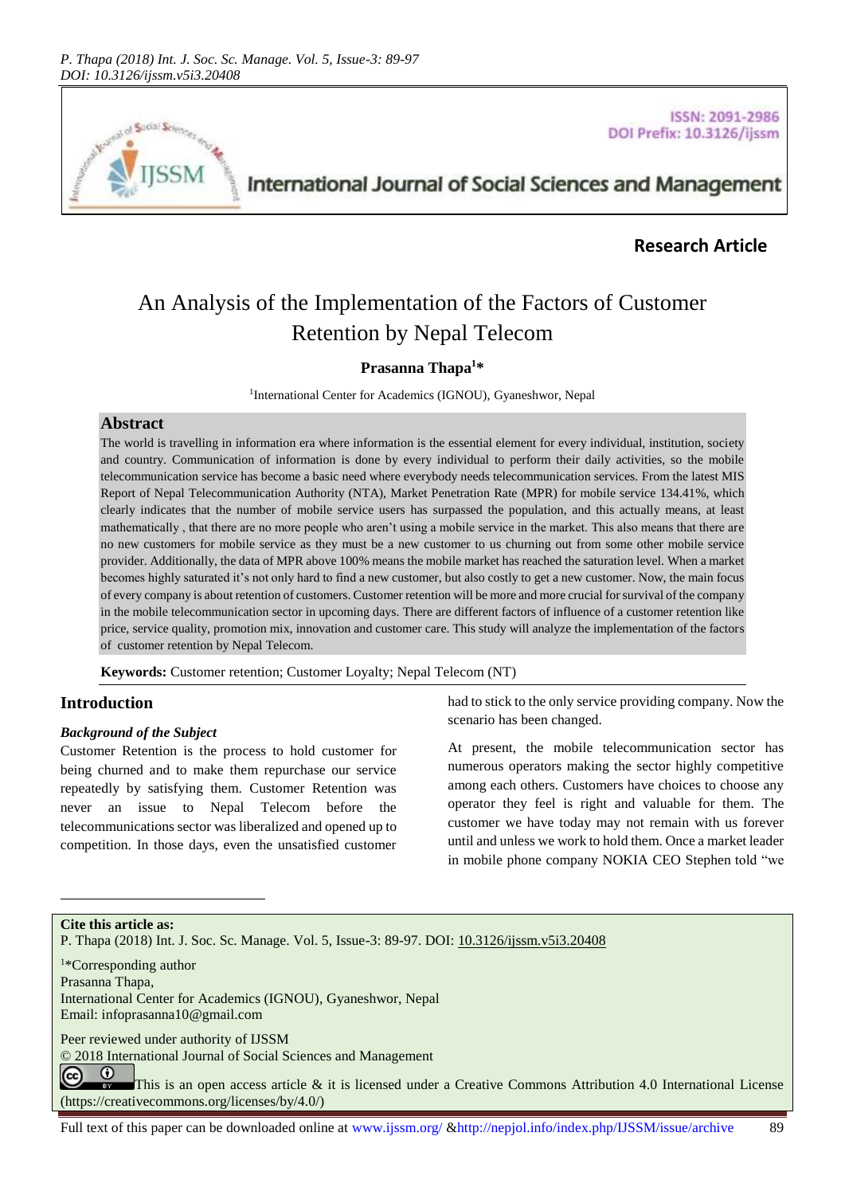**Research Article**

# An Analysis of the Implementation of the Factors of Customer Retention by Nepal Telecom

**Prasanna Thapa[1]***

[1]International Center for Academics (IGNOU), Gyaneshwor, Nepal

## Abstract

The world is travelling in information era where information is the essential element for every individual, institution, society and country. Communication of information is done by every individual to perform their daily activities, so the mobile telecommunication service has become a basic need where everybody needs telecommunication services. From the latest MIS Report of Nepal Telecommunication Authority (NTA), Market Penetration Rate (MPR) for mobile service 134.41%, which clearly indicates that the number of mobile service users has surpassed the population, and this actually means, at least mathematically , that there are no more people who aren't using a mobile service in the market. This also means that there are no new customers for mobile service as they must be a new customer to us churning out from some other mobile service provider. Additionally, the data of MPR above 100% means the mobile market has reached the saturation level. When a market becomes highly saturated it's not only hard to find a new customer, but also costly to get a new customer. Now, the main focus of every company is about retention of customers. Customer retention will be more and more crucial for survival of the company in the mobile telecommunication sector in upcoming days. There are different factors of influence of a customer retention like price, service quality, promotion mix, innovation and customer care. This study will analyze the implementation of the factors of customer retention by Nepal Telecom.

**Keywords:** Customer retention; Customer Loyalty; Nepal Telecom (NT)

## Introduction

### *Background of the Subject*

Customer Retention is the process to hold customer for being churned and to make them repurchase our service repeatedly by satisfying them. Customer Retention was never an issue to Nepal Telecom before the telecommunications sector was liberalized and opened up to competition. In those days, even the unsatisfied customer had to stick to the only service providing company. Now the scenario has been changed.

At present, the mobile telecommunication sector has numerous operators making the sector highly competitive among each others. Customers have choices to choose any operator they feel is right and valuable for them. The customer we have today may not remain with us forever until and unless we work to hold them. Once a market leader in mobile phone company NOKIA CEO Stephen told "we

---

**Cite this article as:**
P. Thapa (2018) Int. J. Soc. Sc. Manage. Vol. 5, Issue-3: 89-97. DOI: 10.3126/ijssm.v5i3.20408

[1]*Corresponding author
Prasanna Thapa,
International Center for Academics (IGNOU), Gyaneshwor, Nepal
Email: infoprasanna10@gmail.com

Peer reviewed under authority of IJSSM
© 2018 International Journal of Social Sciences and Management
This is an open access article & it is licensed under a Creative Commons Attribution 4.0 International License (https://creativecommons.org/licenses/by/4.0/)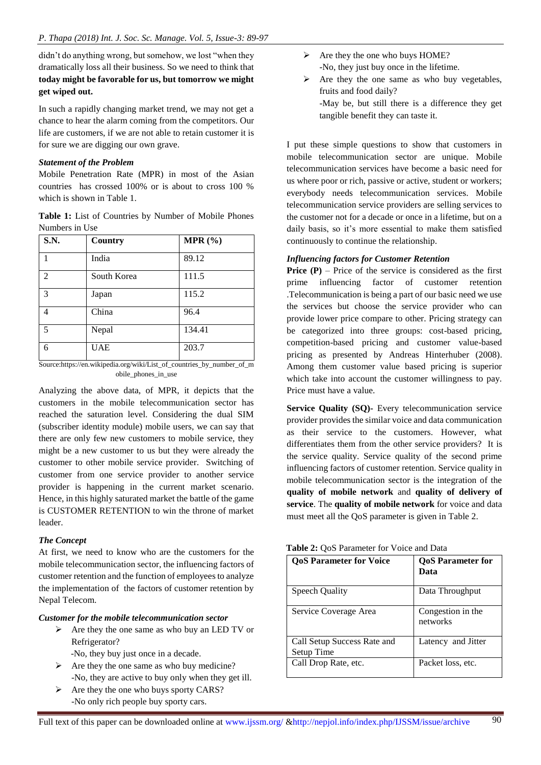didn't do anything wrong, but somehow, we lost "when they dramatically loss all their business. So we need to think that **today might be favorable for us, but tomorrow we might get wiped out.**

In such a rapidly changing market trend, we may not get a chance to hear the alarm coming from the competitors. Our life are customers, if we are not able to retain customer it is for sure we are digging our own grave.

***Statement of the Problem***

Mobile Penetration Rate (MPR) in most of the Asian countries has crossed 100% or is about to cross 100 % which is shown in Table 1.

**Table 1:** List of Countries by Number of Mobile Phones Numbers in Use

| S.N. | Country | MPR (%) |
|---|---|---|
| 1 | India | 89.12 |
| 2 | South Korea | 111.5 |
| 3 | Japan | 115.2 |
| 4 | China | 96.4 |
| 5 | Nepal | 134.41 |
| 6 | UAE | 203.7 |

Source:https://en.wikipedia.org/wiki/List_of_countries_by_number_of_mobile_phones_in_use

Analyzing the above data, of MPR, it depicts that the customers in the mobile telecommunication sector has reached the saturation level. Considering the dual SIM (subscriber identity module) mobile users, we can say that there are only few new customers to mobile service, they might be a new customer to us but they were already the customer to other mobile service provider. Switching of customer from one service provider to another service provider is happening in the current market scenario. Hence, in this highly saturated market the battle of the game is CUSTOMER RETENTION to win the throne of market leader.

***The Concept***

At first, we need to know who are the customers for the mobile telecommunication sector, the influencing factors of customer retention and the function of employees to analyze the implementation of the factors of customer retention by Nepal Telecom.

***Customer for the mobile telecommunication sector***

- Are they the one same as who buy an LED TV or Refrigerator?
  -No, they buy just once in a decade.
- Are they the one same as who buy medicine?
  -No, they are active to buy only when they get ill.
- Are they the one who buys sporty CARS?
  -No only rich people buy sporty cars.
- Are they the one who buys HOME?
  -No, they just buy once in the lifetime.
- Are they the one same as who buy vegetables, fruits and food daily?
  -May be, but still there is a difference they get tangible benefit they can taste it.

I put these simple questions to show that customers in mobile telecommunication sector are unique. Mobile telecommunication services have become a basic need for us where poor or rich, passive or active, student or workers; everybody needs telecommunication services. Mobile telecommunication service providers are selling services to the customer not for a decade or once in a lifetime, but on a daily basis, so it's more essential to make them satisfied continuously to continue the relationship.

***Influencing factors for Customer Retention***

**Price (P)** – Price of the service is considered as the first prime influencing factor of customer retention .Telecommunication is being a part of our basic need we use the services but choose the service provider who can provide lower price compare to other. Pricing strategy can be categorized into three groups: cost-based pricing, competition-based pricing and customer value-based pricing as presented by Andreas Hinterhuber (2008). Among them customer value based pricing is superior which take into account the customer willingness to pay. Price must have a value.

**Service Quality (SQ)-** Every telecommunication service provider provides the similar voice and data communication as their service to the customers. However, what differentiates them from the other service providers? It is the service quality. Service quality of the second prime influencing factors of customer retention. Service quality in mobile telecommunication sector is the integration of the **quality of mobile network** and **quality of delivery of service**. The **quality of mobile network** for voice and data must meet all the QoS parameter is given in Table 2.

**Table 2:** QoS Parameter for Voice and Data

| QoS Parameter for Voice | QoS Parameter for Data |
|---|---|
| Speech Quality | Data Throughput |
| Service Coverage Area | Congestion in the networks |
| Call Setup Success Rate and Setup Time | Latency and Jitter |
| Call Drop Rate, etc. | Packet loss, etc. |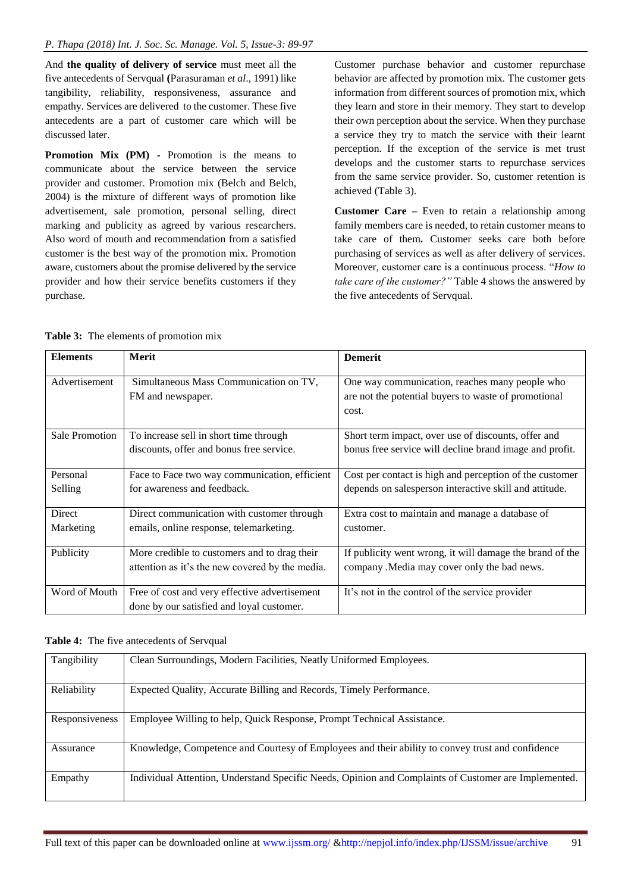And **the quality of delivery of service** must meet all the five antecedents of Servqual **(**Parasuraman *et al*., 1991) like tangibility, reliability, responsiveness, assurance and empathy. Services are delivered to the customer. These five antecedents are a part of customer care which will be discussed later.

**Promotion Mix (PM) -** Promotion is the means to communicate about the service between the service provider and customer. Promotion mix (Belch and Belch, 2004) is the mixture of different ways of promotion like advertisement, sale promotion, personal selling, direct marking and publicity as agreed by various researchers. Also word of mouth and recommendation from a satisfied customer is the best way of the promotion mix. Promotion aware, customers about the promise delivered by the service provider and how their service benefits customers if they purchase.

Customer purchase behavior and customer repurchase behavior are affected by promotion mix. The customer gets information from different sources of promotion mix, which they learn and store in their memory. They start to develop their own perception about the service. When they purchase a service they try to match the service with their learnt perception. If the exception of the service is met trust develops and the customer starts to repurchase services from the same service provider. So, customer retention is achieved (Table 3).

**Customer Care –** Even to retain a relationship among family members care is needed, to retain customer means to take care of them**.** Customer seeks care both before purchasing of services as well as after delivery of services. Moreover, customer care is a continuous process. "*How to take care of the customer?"* Table 4 shows the answered by the five antecedents of Servqual.

**Table 3:** The elements of promotion mix

| **Elements** | **Merit** | **Demerit** |
|---|---|---|
| Advertisement | Simultaneous Mass Communication on TV, FM and newspaper. | One way communication, reaches many people who are not the potential buyers to waste of promotional cost. |
| Sale Promotion | To increase sell in short time through discounts, offer and bonus free service. | Short term impact, over use of discounts, offer and bonus free service will decline brand image and profit. |
| Personal Selling | Face to Face two way communication, efficient for awareness and feedback. | Cost per contact is high and perception of the customer depends on salesperson interactive skill and attitude. |
| Direct Marketing | Direct communication with customer through emails, online response, telemarketing. | Extra cost to maintain and manage a database of customer. |
| Publicity | More credible to customers and to drag their attention as it's the new covered by the media. | If publicity went wrong, it will damage the brand of the company .Media may cover only the bad news. |
| Word of Mouth | Free of cost and very effective advertisement done by our satisfied and loyal customer. | It's not in the control of the service provider |

**Table 4:** The five antecedents of Servqual

| | |
|---|---|
| Tangibility | Clean Surroundings, Modern Facilities, Neatly Uniformed Employees. |
| Reliability | Expected Quality, Accurate Billing and Records, Timely Performance. |
| Responsiveness | Employee Willing to help, Quick Response, Prompt Technical Assistance. |
| Assurance | Knowledge, Competence and Courtesy of Employees and their ability to convey trust and confidence |
| Empathy | Individual Attention, Understand Specific Needs, Opinion and Complaints of Customer are Implemented. |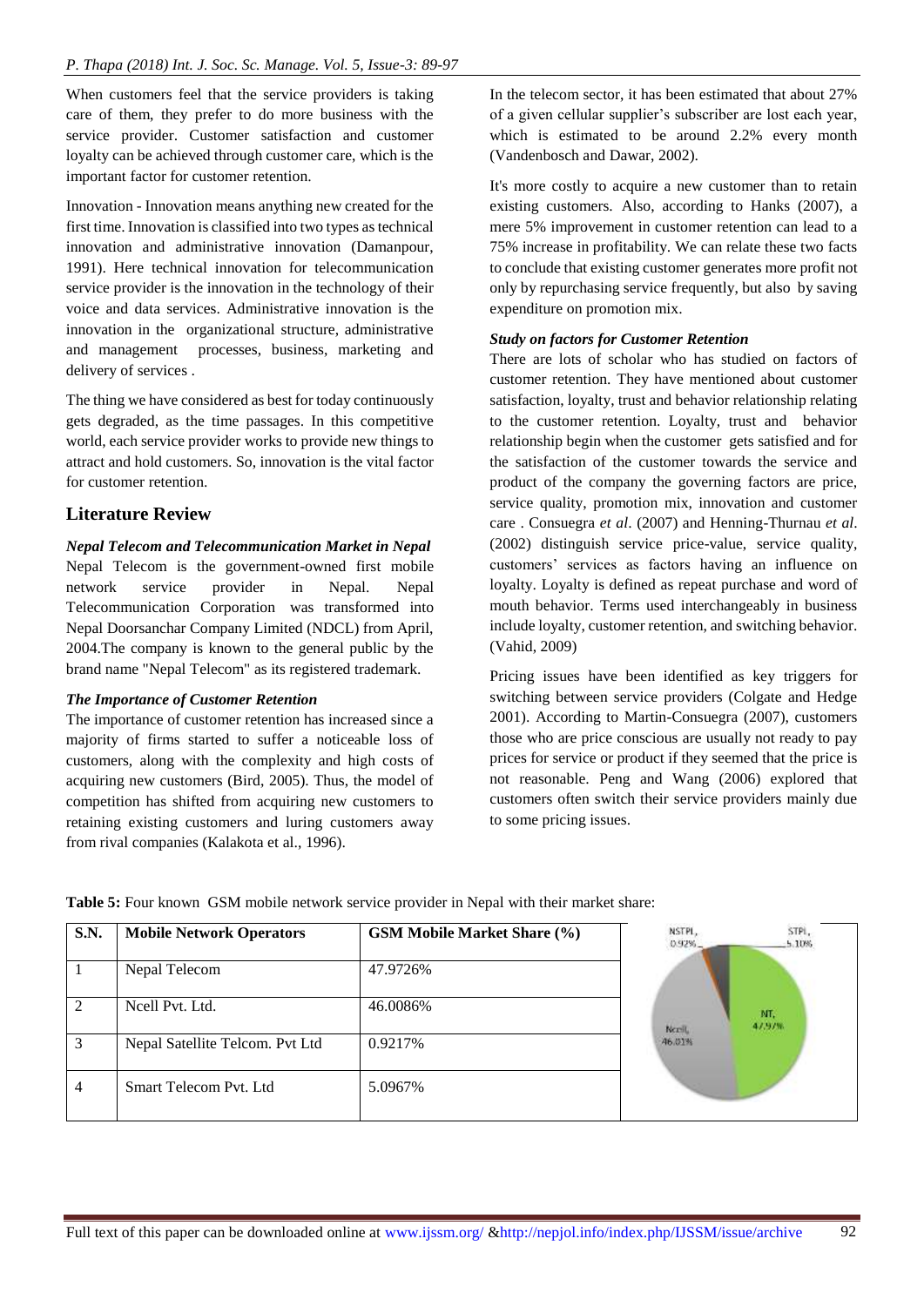When customers feel that the service providers is taking care of them, they prefer to do more business with the service provider. Customer satisfaction and customer loyalty can be achieved through customer care, which is the important factor for customer retention.

Innovation - Innovation means anything new created for the first time. Innovation is classified into two types as technical innovation and administrative innovation (Damanpour, 1991). Here technical innovation for telecommunication service provider is the innovation in the technology of their voice and data services. Administrative innovation is the innovation in the organizational structure, administrative and management processes, business, marketing and delivery of services .

The thing we have considered as best for today continuously gets degraded, as the time passages. In this competitive world, each service provider works to provide new things to attract and hold customers. So, innovation is the vital factor for customer retention.

## Literature Review

***Nepal Telecom and Telecommunication Market in Nepal***

Nepal Telecom is the government-owned first mobile network service provider in Nepal. Nepal Telecommunication Corporation was transformed into Nepal Doorsanchar Company Limited (NDCL) from April, 2004.The company is known to the general public by the brand name "Nepal Telecom" as its registered trademark.

***The Importance of Customer Retention***

The importance of customer retention has increased since a majority of firms started to suffer a noticeable loss of customers, along with the complexity and high costs of acquiring new customers (Bird, 2005). Thus, the model of competition has shifted from acquiring new customers to retaining existing customers and luring customers away from rival companies (Kalakota et al., 1996).

In the telecom sector, it has been estimated that about 27% of a given cellular supplier's subscriber are lost each year, which is estimated to be around 2.2% every month (Vandenbosch and Dawar, 2002).

It's more costly to acquire a new customer than to retain existing customers. Also, according to Hanks (2007), a mere 5% improvement in customer retention can lead to a 75% increase in profitability. We can relate these two facts to conclude that existing customer generates more profit not only by repurchasing service frequently, but also by saving expenditure on promotion mix.

***Study on factors for Customer Retention***

There are lots of scholar who has studied on factors of customer retention. They have mentioned about customer satisfaction, loyalty, trust and behavior relationship relating to the customer retention. Loyalty, trust and behavior relationship begin when the customer gets satisfied and for the satisfaction of the customer towards the service and product of the company the governing factors are price, service quality, promotion mix, innovation and customer care . Consuegra *et al*. (2007) and Henning-Thurnau *et al*. (2002) distinguish service price-value, service quality, customers' services as factors having an influence on loyalty. Loyalty is defined as repeat purchase and word of mouth behavior. Terms used interchangeably in business include loyalty, customer retention, and switching behavior. (Vahid, 2009)

Pricing issues have been identified as key triggers for switching between service providers (Colgate and Hedge 2001). According to Martin-Consuegra (2007), customers those who are price conscious are usually not ready to pay high prices for service or product if they seemed that the price is not reasonable. Peng and Wang (2006) explored that customers often switch their service providers mainly due to some pricing issues.

**Table 5:** Four known GSM mobile network service provider in Nepal with their market share:

| S.N. | Mobile Network Operators | GSM Mobile Market Share (%) |
|---|---|---|
| 1 | Nepal Telecom | 47.9726% |
| 2 | Ncell Pvt. Ltd. | 46.0086% |
| 3 | Nepal Satellite Telcom. Pvt Ltd | 0.9217% |
| 4 | Smart Telecom Pvt. Ltd | 5.0967% |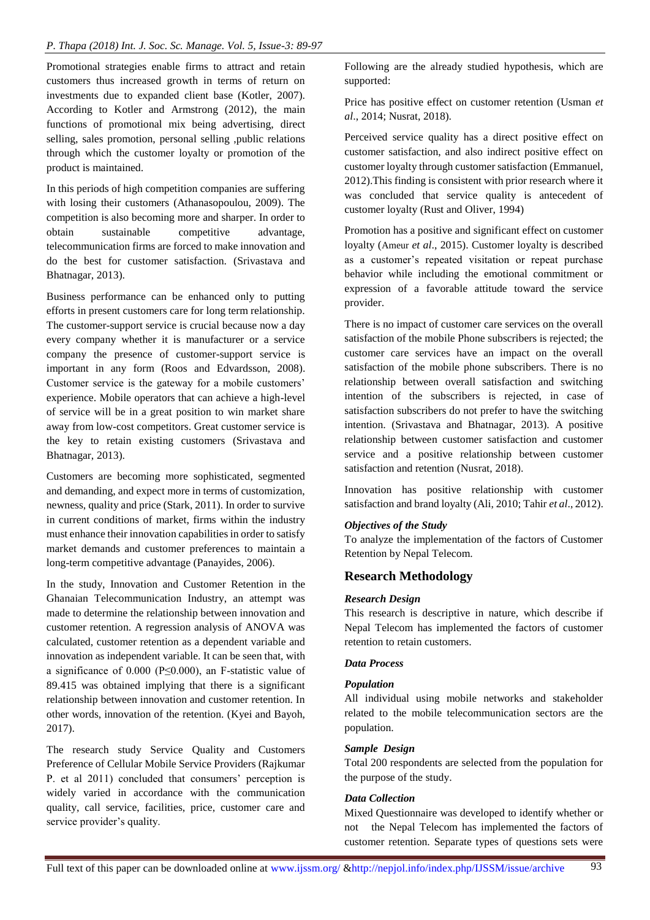Promotional strategies enable firms to attract and retain customers thus increased growth in terms of return on investments due to expanded client base (Kotler, 2007). According to Kotler and Armstrong (2012), the main functions of promotional mix being advertising, direct selling, sales promotion, personal selling ,public relations through which the customer loyalty or promotion of the product is maintained.

In this periods of high competition companies are suffering with losing their customers (Athanasopoulou, 2009). The competition is also becoming more and sharper. In order to obtain sustainable competitive advantage, telecommunication firms are forced to make innovation and do the best for customer satisfaction. (Srivastava and Bhatnagar, 2013).

Business performance can be enhanced only to putting efforts in present customers care for long term relationship. The customer-support service is crucial because now a day every company whether it is manufacturer or a service company the presence of customer-support service is important in any form (Roos and Edvardsson, 2008). Customer service is the gateway for a mobile customers' experience. Mobile operators that can achieve a high-level of service will be in a great position to win market share away from low-cost competitors. Great customer service is the key to retain existing customers (Srivastava and Bhatnagar, 2013).

Customers are becoming more sophisticated, segmented and demanding, and expect more in terms of customization, newness, quality and price (Stark, 2011). In order to survive in current conditions of market, firms within the industry must enhance their innovation capabilities in order to satisfy market demands and customer preferences to maintain a long-term competitive advantage (Panayides, 2006).

In the study, Innovation and Customer Retention in the Ghanaian Telecommunication Industry, an attempt was made to determine the relationship between innovation and customer retention. A regression analysis of ANOVA was calculated, customer retention as a dependent variable and innovation as independent variable. It can be seen that, with a significance of 0.000 ($P \leq 0.000$), an F-statistic value of 89.415 was obtained implying that there is a significant relationship between innovation and customer retention. In other words, innovation of the retention. (Kyei and Bayoh, 2017).

The research study Service Quality and Customers Preference of Cellular Mobile Service Providers (Rajkumar P. et al 2011) concluded that consumers' perception is widely varied in accordance with the communication quality, call service, facilities, price, customer care and service provider's quality.

Following are the already studied hypothesis, which are supported:

Price has positive effect on customer retention (Usman *et al*., 2014; Nusrat, 2018).

Perceived service quality has a direct positive effect on customer satisfaction, and also indirect positive effect on customer loyalty through customer satisfaction (Emmanuel, 2012).This finding is consistent with prior research where it was concluded that service quality is antecedent of customer loyalty (Rust and Oliver, 1994)

Promotion has a positive and significant effect on customer loyalty (Ameur *et al*., 2015). Customer loyalty is described as a customer's repeated visitation or repeat purchase behavior while including the emotional commitment or expression of a favorable attitude toward the service provider.

There is no impact of customer care services on the overall satisfaction of the mobile Phone subscribers is rejected; the customer care services have an impact on the overall satisfaction of the mobile phone subscribers. There is no relationship between overall satisfaction and switching intention of the subscribers is rejected, in case of satisfaction subscribers do not prefer to have the switching intention. (Srivastava and Bhatnagar, 2013). A positive relationship between customer satisfaction and customer service and a positive relationship between customer satisfaction and retention (Nusrat, 2018).

Innovation has positive relationship with customer satisfaction and brand loyalty (Ali, 2010; Tahir *et al*., 2012).

### *Objectives of the Study*

To analyze the implementation of the factors of Customer Retention by Nepal Telecom.

## Research Methodology

### *Research Design*

This research is descriptive in nature, which describe if Nepal Telecom has implemented the factors of customer retention to retain customers.

### *Data Process*

### *Population*

All individual using mobile networks and stakeholder related to the mobile telecommunication sectors are the population.

### *Sample Design*

Total 200 respondents are selected from the population for the purpose of the study.

### *Data Collection*

Mixed Questionnaire was developed to identify whether or not the Nepal Telecom has implemented the factors of customer retention. Separate types of questions sets were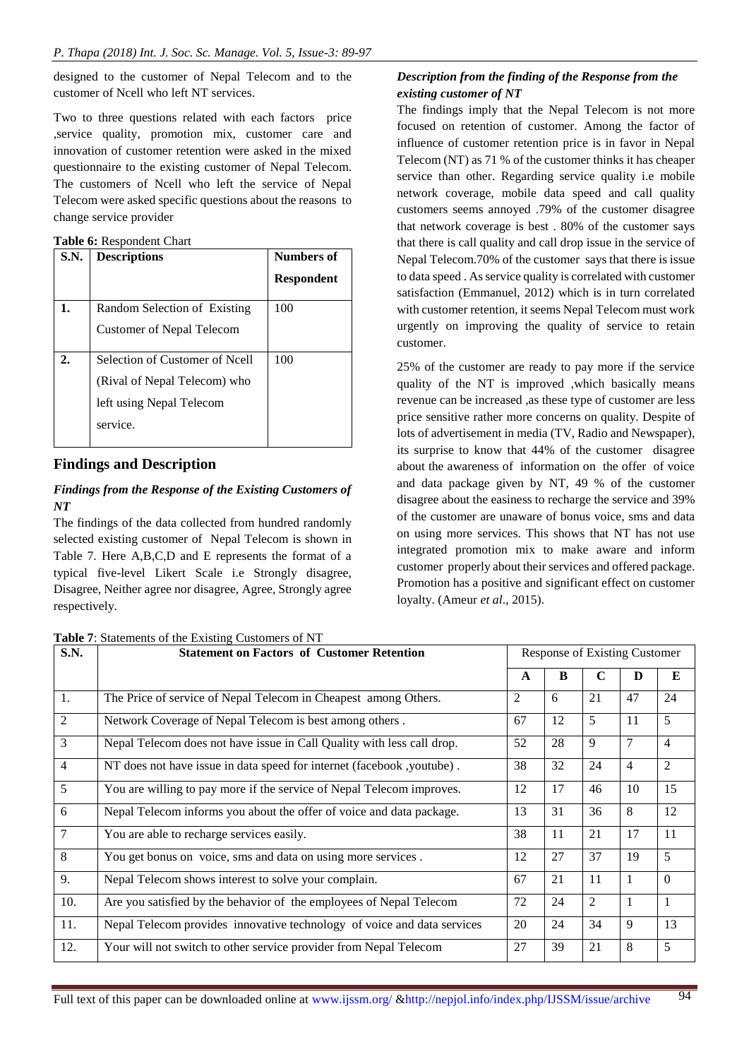designed to the customer of Nepal Telecom and to the customer of Ncell who left NT services.

Two to three questions related with each factors price ,service quality, promotion mix, customer care and innovation of customer retention were asked in the mixed questionnaire to the existing customer of Nepal Telecom. The customers of Ncell who left the service of Nepal Telecom were asked specific questions about the reasons to change service provider

**Table 6:** Respondent Chart

| S.N. | Descriptions | Numbers of Respondent |
|---|---|---|
| 1. | Random Selection of Existing Customer of Nepal Telecom | 100 |
| 2. | Selection of Customer of Ncell (Rival of Nepal Telecom) who left using Nepal Telecom service. | 100 |

## Findings and Description

### *Findings from the Response of the Existing Customers of NT*

The findings of the data collected from hundred randomly selected existing customer of Nepal Telecom is shown in Table 7. Here A,B,C,D and E represents the format of a typical five-level Likert Scale i.e Strongly disagree, Disagree, Neither agree nor disagree, Agree, Strongly agree respectively.

### *Description from the finding of the Response from the existing customer of NT*

The findings imply that the Nepal Telecom is not more focused on retention of customer. Among the factor of influence of customer retention price is in favor in Nepal Telecom (NT) as 71 % of the customer thinks it has cheaper service than other. Regarding service quality i.e mobile network coverage, mobile data speed and call quality customers seems annoyed .79% of the customer disagree that network coverage is best . 80% of the customer says that there is call quality and call drop issue in the service of Nepal Telecom.70% of the customer says that there is issue to data speed . As service quality is correlated with customer satisfaction (Emmanuel, 2012) which is in turn correlated with customer retention, it seems Nepal Telecom must work urgently on improving the quality of service to retain customer.

25% of the customer are ready to pay more if the service quality of the NT is improved ,which basically means revenue can be increased ,as these type of customer are less price sensitive rather more concerns on quality. Despite of lots of advertisement in media (TV, Radio and Newspaper), its surprise to know that 44% of the customer disagree about the awareness of information on the offer of voice and data package given by NT, 49 % of the customer disagree about the easiness to recharge the service and 39% of the customer are unaware of bonus voice, sms and data on using more services. This shows that NT has not use integrated promotion mix to make aware and inform customer properly about their services and offered package. Promotion has a positive and significant effect on customer loyalty. (Ameur *et al*., 2015).

**Table 7**: Statements of the Existing Customers of NT

| S.N. | Statement on Factors of Customer Retention | Response of Existing Customer | | | | |
|---|---|---|---|---|---|---|
| | | A | B | C | D | E |
| 1. | The Price of service of Nepal Telecom in Cheapest among Others. | 2 | 6 | 21 | 47 | 24 |
| 2 | Network Coverage of Nepal Telecom is best among others . | 67 | 12 | 5 | 11 | 5 |
| 3 | Nepal Telecom does not have issue in Call Quality with less call drop. | 52 | 28 | 9 | 7 | 4 |
| 4 | NT does not have issue in data speed for internet (facebook ,youtube) . | 38 | 32 | 24 | 4 | 2 |
| 5 | You are willing to pay more if the service of Nepal Telecom improves. | 12 | 17 | 46 | 10 | 15 |
| 6 | Nepal Telecom informs you about the offer of voice and data package. | 13 | 31 | 36 | 8 | 12 |
| 7 | You are able to recharge services easily. | 38 | 11 | 21 | 17 | 11 |
| 8 | You get bonus on voice, sms and data on using more services . | 12 | 27 | 37 | 19 | 5 |
| 9. | Nepal Telecom shows interest to solve your complain. | 67 | 21 | 11 | 1 | 0 |
| 10. | Are you satisfied by the behavior of the employees of Nepal Telecom | 72 | 24 | 2 | 1 | 1 |
| 11. | Nepal Telecom provides innovative technology of voice and data services | 20 | 24 | 34 | 9 | 13 |
| 12. | Your will not switch to other service provider from Nepal Telecom | 27 | 39 | 21 | 8 | 5 |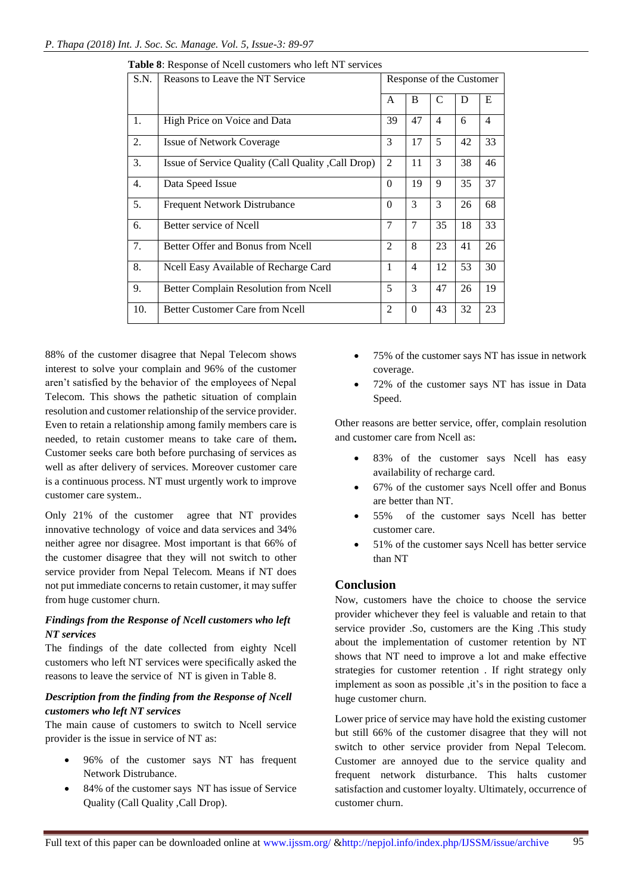**Table 8**: Response of Ncell customers who left NT services

| S.N. | Reasons to Leave the NT Service | Response of the Customer | | | | |
|---|---|---|---|---|---|---|
| | | A | B | C | D | E |
| 1. | High Price on Voice and Data | 39 | 47 | 4 | 6 | 4 |
| 2. | Issue of Network Coverage | 3 | 17 | 5 | 42 | 33 |
| 3. | Issue of Service Quality (Call Quality ,Call Drop) | 2 | 11 | 3 | 38 | 46 |
| 4. | Data Speed Issue | 0 | 19 | 9 | 35 | 37 |
| 5. | Frequent Network Distrubance | 0 | 3 | 3 | 26 | 68 |
| 6. | Better service of Ncell | 7 | 7 | 35 | 18 | 33 |
| 7. | Better Offer and Bonus from Ncell | 2 | 8 | 23 | 41 | 26 |
| 8. | Ncell Easy Available of Recharge Card | 1 | 4 | 12 | 53 | 30 |
| 9. | Better Complain Resolution from Ncell | 5 | 3 | 47 | 26 | 19 |
| 10. | Better Customer Care from Ncell | 2 | 0 | 43 | 32 | 23 |

88% of the customer disagree that Nepal Telecom shows interest to solve your complain and 96% of the customer aren't satisfied by the behavior of the employees of Nepal Telecom. This shows the pathetic situation of complain resolution and customer relationship of the service provider. Even to retain a relationship among family members care is needed, to retain customer means to take care of them**.** Customer seeks care both before purchasing of services as well as after delivery of services. Moreover customer care is a continuous process. NT must urgently work to improve customer care system..

Only 21% of the customer agree that NT provides innovative technology of voice and data services and 34% neither agree nor disagree. Most important is that 66% of the customer disagree that they will not switch to other service provider from Nepal Telecom. Means if NT does not put immediate concerns to retain customer, it may suffer from huge customer churn.

### *Findings from the Response of Ncell customers who left NT services*

The findings of the date collected from eighty Ncell customers who left NT services were specifically asked the reasons to leave the service of NT is given in Table 8.

### *Description from the finding from the Response of Ncell customers who left NT services*

The main cause of customers to switch to Ncell service provider is the issue in service of NT as:

- 96% of the customer says NT has frequent Network Distrubance.
- 84% of the customer says NT has issue of Service Quality (Call Quality ,Call Drop).
- 75% of the customer says NT has issue in network coverage.
- 72% of the customer says NT has issue in Data Speed.

Other reasons are better service, offer, complain resolution and customer care from Ncell as:

- 83% of the customer says Ncell has easy availability of recharge card.
- 67% of the customer says Ncell offer and Bonus are better than NT.
- 55% of the customer says Ncell has better customer care.
- 51% of the customer says Ncell has better service than NT

## Conclusion

Now, customers have the choice to choose the service provider whichever they feel is valuable and retain to that service provider .So, customers are the King .This study about the implementation of customer retention by NT shows that NT need to improve a lot and make effective strategies for customer retention . If right strategy only implement as soon as possible ,it's in the position to face a huge customer churn.

Lower price of service may have hold the existing customer but still 66% of the customer disagree that they will not switch to other service provider from Nepal Telecom. Customer are annoyed due to the service quality and frequent network disturbance. This halts customer satisfaction and customer loyalty. Ultimately, occurrence of customer churn.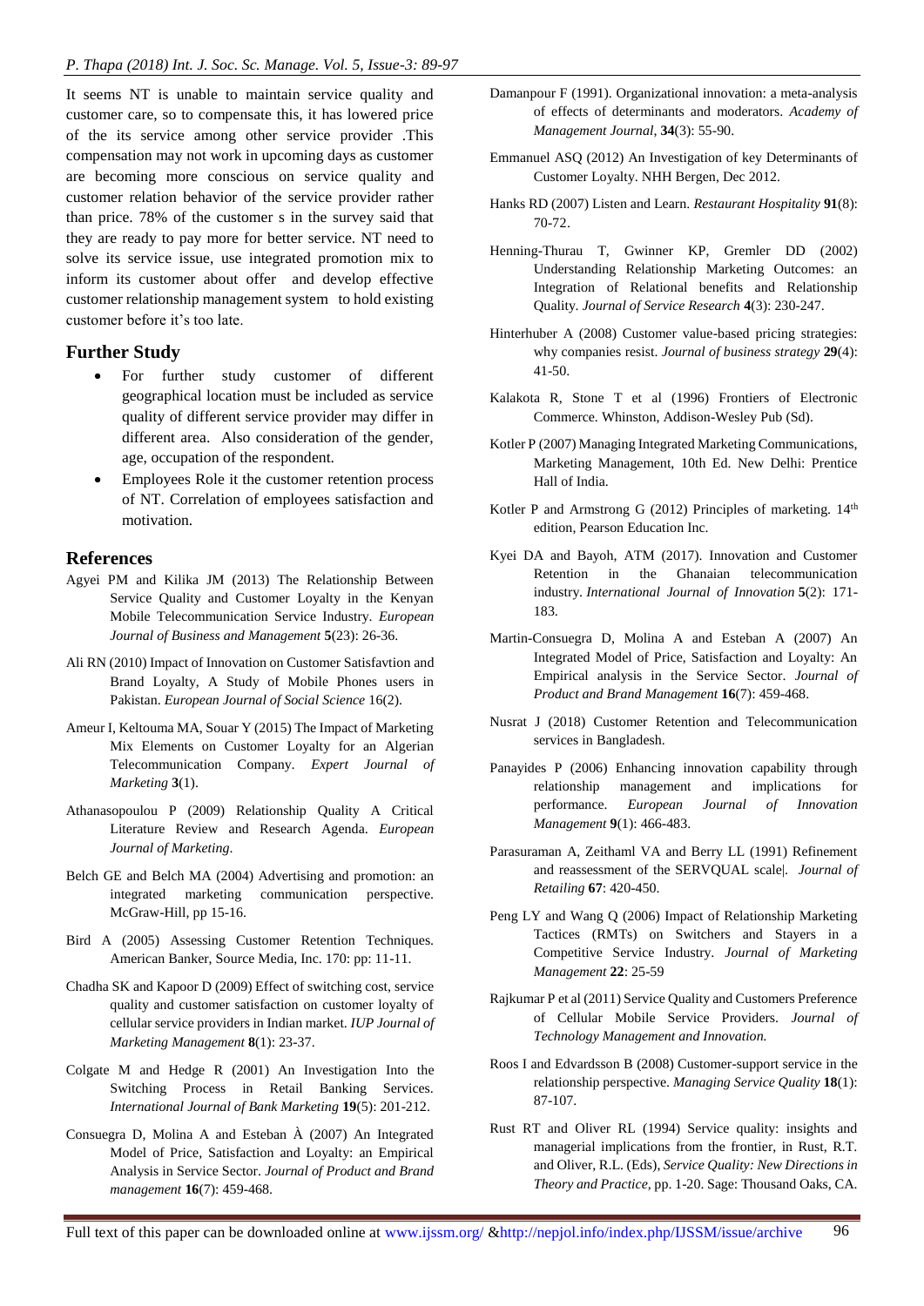It seems NT is unable to maintain service quality and customer care, so to compensate this, it has lowered price of the its service among other service provider .This compensation may not work in upcoming days as customer are becoming more conscious on service quality and customer relation behavior of the service provider rather than price. 78% of the customer s in the survey said that they are ready to pay more for better service. NT need to solve its service issue, use integrated promotion mix to inform its customer about offer and develop effective customer relationship management system to hold existing customer before it's too late.

## Further Study

- For further study customer of different geographical location must be included as service quality of different service provider may differ in different area. Also consideration of the gender, age, occupation of the respondent.
- Employees Role it the customer retention process of NT. Correlation of employees satisfaction and motivation.

## References

Agyei PM and Kilika JM (2013) The Relationship Between Service Quality and Customer Loyalty in the Kenyan Mobile Telecommunication Service Industry. *European Journal of Business and Management* **5**(23): 26-36.

Ali RN (2010) Impact of Innovation on Customer Satisfavtion and Brand Loyalty, A Study of Mobile Phones users in Pakistan. *European Journal of Social Science* 16(2).

Ameur I, Keltouma MA, Souar Y (2015) The Impact of Marketing Mix Elements on Customer Loyalty for an Algerian Telecommunication Company. *Expert Journal of Marketing* **3**(1).

Athanasopoulou P (2009) Relationship Quality A Critical Literature Review and Research Agenda. *European Journal of Marketing*.

Belch GE and Belch MA (2004) Advertising and promotion: an integrated marketing communication perspective. McGraw-Hill, pp 15-16.

Bird A (2005) Assessing Customer Retention Techniques. American Banker, Source Media, Inc. 170: pp: 11-11.

Chadha SK and Kapoor D (2009) Effect of switching cost, service quality and customer satisfaction on customer loyalty of cellular service providers in Indian market. *IUP Journal of Marketing Management* **8**(1): 23-37.

Colgate M and Hedge R (2001) An Investigation Into the Switching Process in Retail Banking Services. *International Journal of Bank Marketing* **19**(5): 201-212.

Consuegra D, Molina A and Esteban À (2007) An Integrated Model of Price, Satisfaction and Loyalty: an Empirical Analysis in Service Sector. *Journal of Product and Brand management* **16**(7): 459-468.

Damanpour F (1991). Organizational innovation: a meta-analysis of effects of determinants and moderators. *Academy of Management Journal*, **34**(3): 55-90.

Emmanuel ASQ (2012) An Investigation of key Determinants of Customer Loyalty. NHH Bergen, Dec 2012.

Hanks RD (2007) Listen and Learn. *Restaurant Hospitality* **91**(8): 70-72.

Henning-Thurau T, Gwinner KP, Gremler DD (2002) Understanding Relationship Marketing Outcomes: an Integration of Relational benefits and Relationship Quality. *Journal of Service Research* **4**(3): 230-247.

Hinterhuber A (2008) Customer value-based pricing strategies: why companies resist. *Journal of business strategy* **29**(4): 41-50.

Kalakota R, Stone T et al (1996) Frontiers of Electronic Commerce. Whinston, Addison-Wesley Pub (Sd).

Kotler P (2007) Managing Integrated Marketing Communications, Marketing Management, 10th Ed. New Delhi: Prentice Hall of India.

Kotler P and Armstrong G (2012) Principles of marketing. 14th edition, Pearson Education Inc.

Kyei DA and Bayoh, ATM (2017). Innovation and Customer Retention in the Ghanaian telecommunication industry. *International Journal of Innovation* **5**(2): 171-183.

Martin-Consuegra D, Molina A and Esteban A (2007) An Integrated Model of Price, Satisfaction and Loyalty: An Empirical analysis in the Service Sector. *Journal of Product and Brand Management* **16**(7): 459-468.

Nusrat J (2018) Customer Retention and Telecommunication services in Bangladesh.

Panayides P (2006) Enhancing innovation capability through relationship management and implications for performance. *European Journal of Innovation Management* **9**(1): 466-483.

Parasuraman A, Zeithaml VA and Berry LL (1991) Refinement and reassessment of the SERVQUAL scale|. *Journal of Retailing* **67**: 420-450.

Peng LY and Wang Q (2006) Impact of Relationship Marketing Tactices (RMTs) on Switchers and Stayers in a Competitive Service Industry. *Journal of Marketing Management* **22**: 25-59

Rajkumar P et al (2011) Service Quality and Customers Preference of Cellular Mobile Service Providers. *Journal of Technology Management and Innovation.*

Roos I and Edvardsson B (2008) Customer-support service in the relationship perspective. *Managing Service Quality* **18**(1): 87-107.

Rust RT and Oliver RL (1994) Service quality: insights and managerial implications from the frontier, in Rust, R.T. and Oliver, R.L. (Eds), *Service Quality: New Directions in Theory and Practice*, pp. 1-20. Sage: Thousand Oaks, CA.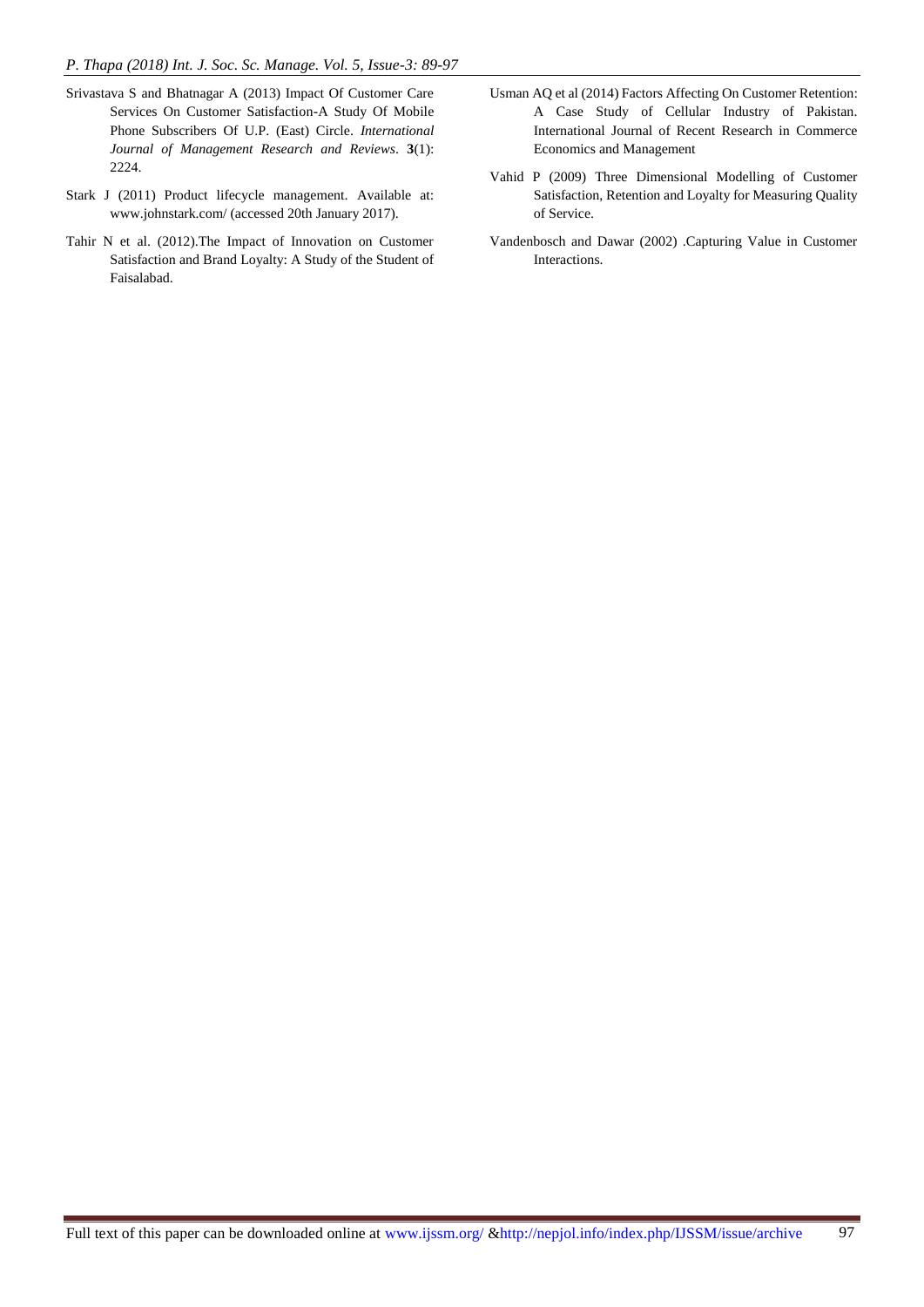Srivastava S and Bhatnagar A (2013) Impact Of Customer Care Services On Customer Satisfaction-A Study Of Mobile Phone Subscribers Of U.P. (East) Circle. *International Journal of Management Research and Reviews*. **3**(1): 2224.

Stark J (2011) Product lifecycle management. Available at: www.johnstark.com/ (accessed 20th January 2017).

Tahir N et al. (2012).The Impact of Innovation on Customer Satisfaction and Brand Loyalty: A Study of the Student of Faisalabad.

Usman AQ et al (2014) Factors Affecting On Customer Retention: A Case Study of Cellular Industry of Pakistan. International Journal of Recent Research in Commerce Economics and Management

Vahid P (2009) Three Dimensional Modelling of Customer Satisfaction, Retention and Loyalty for Measuring Quality of Service.

Vandenbosch and Dawar (2002) .Capturing Value in Customer Interactions.